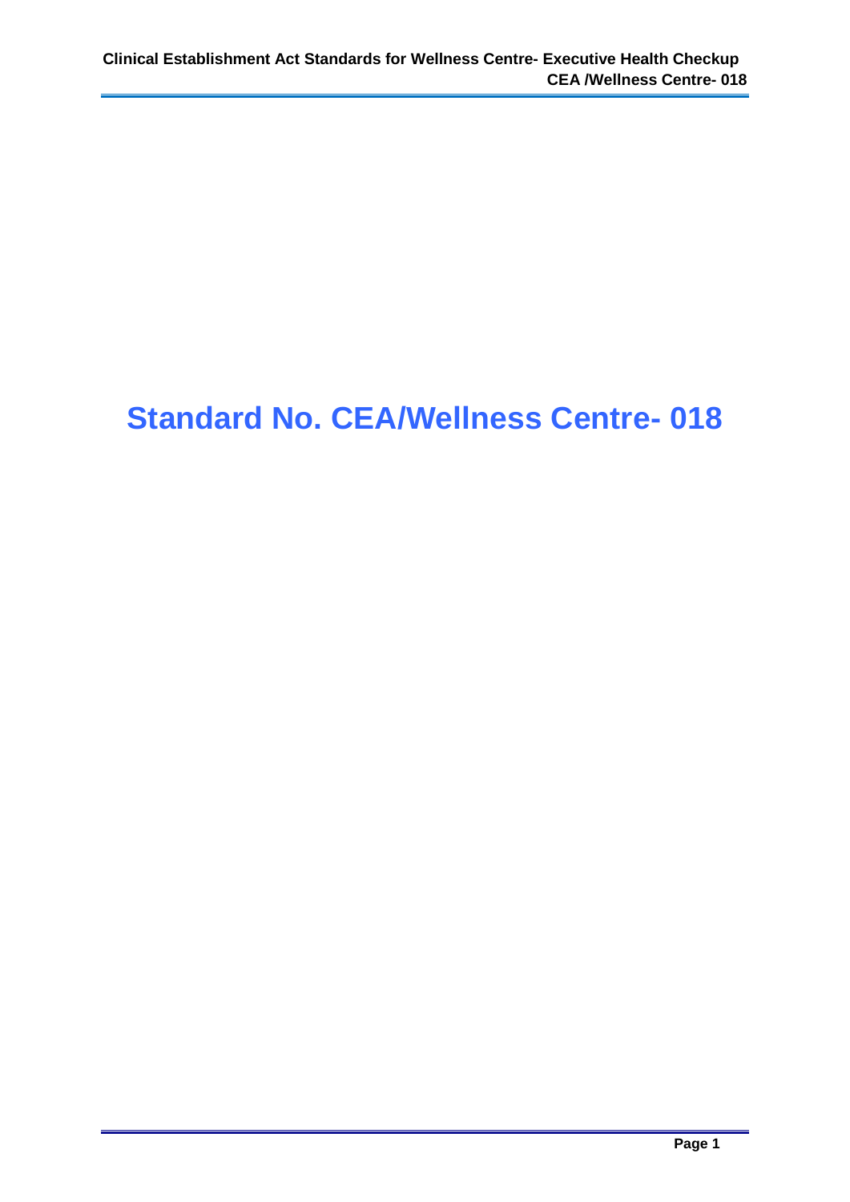# Standard No. CEA/Wellness Centre- 018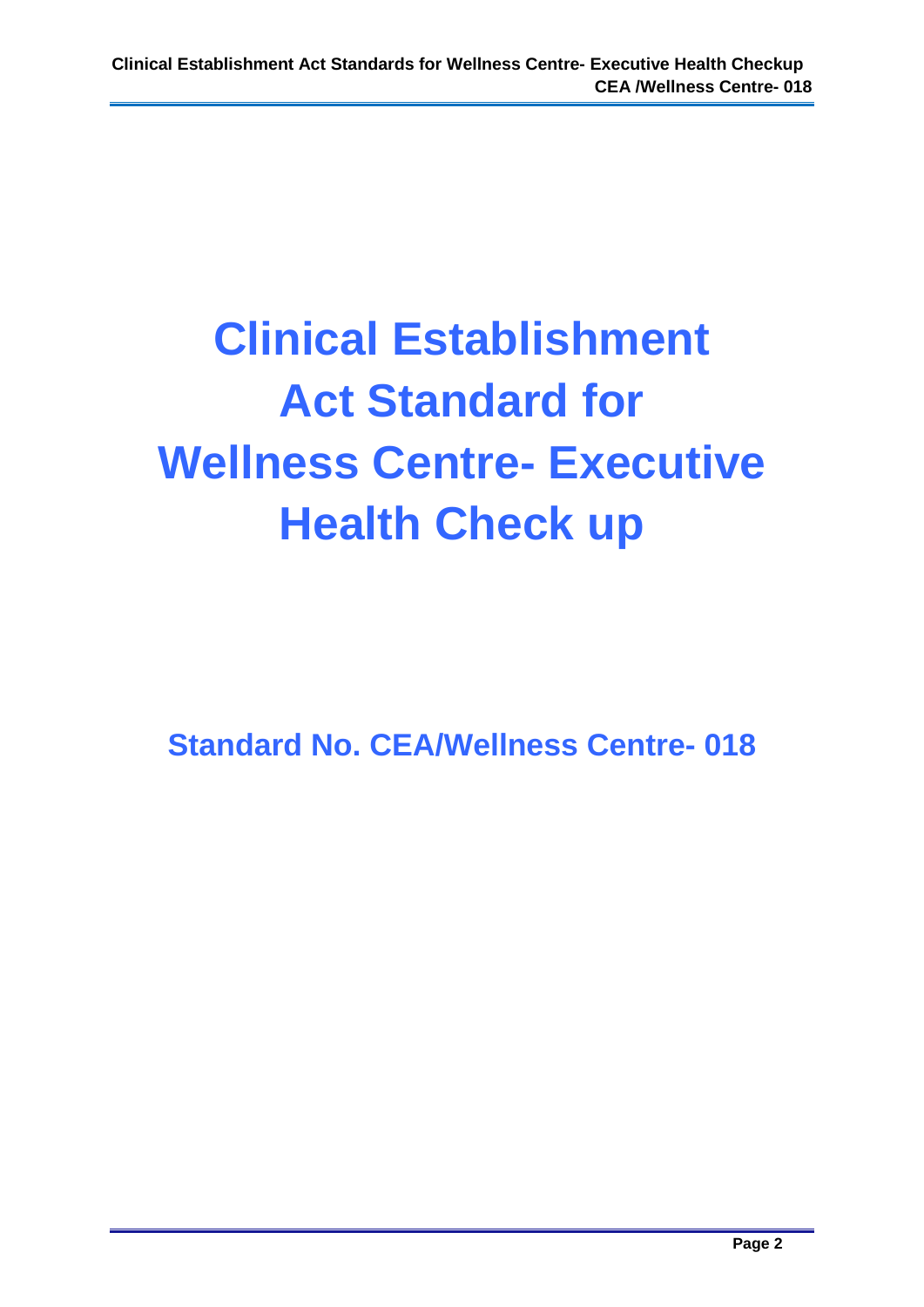# Clinical Establishment Act Standard for Wellness Centre- Executive Health Check up

## Standard No. CEA/Wellness Centre- 018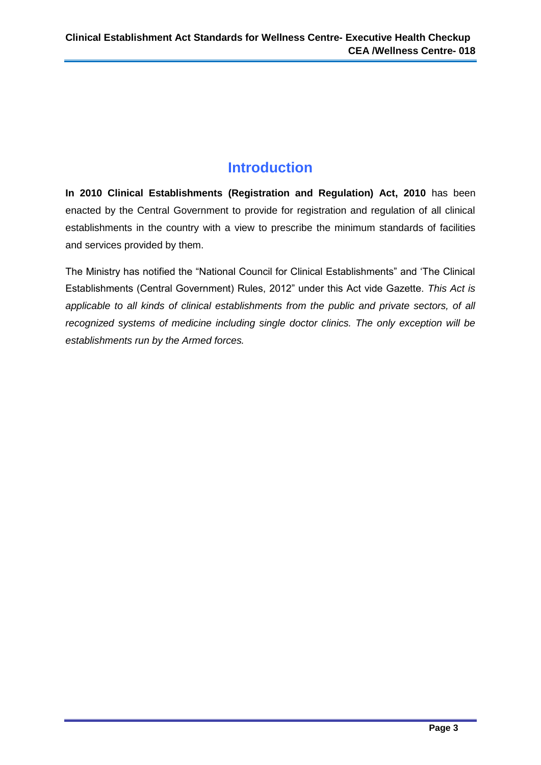# Introduction

**In 2010 Clinical Establishments (Registration and Regulation) Act, 2010** has been enacted by the Central Government to provide for registration and regulation of all clinical establishments in the country with a view to prescribe the minimum standards of facilities and services provided by them.

The Ministry has notified the "National Council for Clinical Establishments" and 'The Clinical Establishments (Central Government) Rules, 2012" under this Act vide Gazette. *This Act is applicable to all kinds of clinical establishments from the public and private sectors, of all recognized systems of medicine including single doctor clinics. The only exception will be establishments run by the Armed forces.*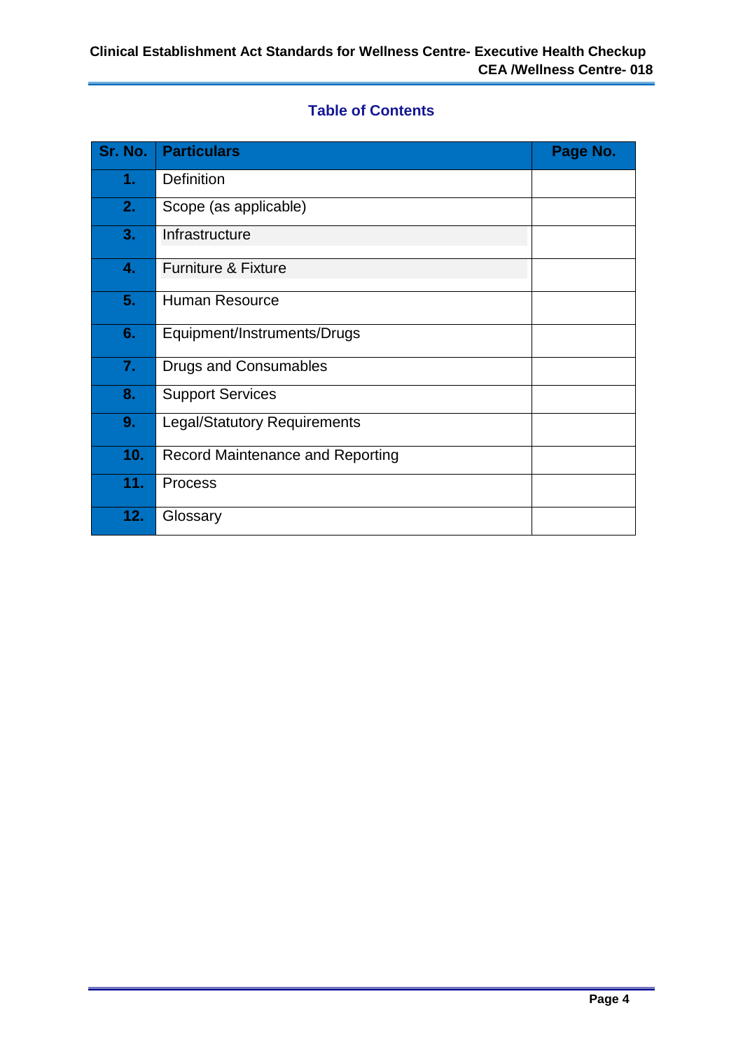## Table of Contents

| Sr. No. | Particulars | Page No. |
|---|---|---|
| 1. | Definition | |
| 2. | Scope (as applicable) | |
| 3. | Infrastructure | |
| 4. | Furniture & Fixture | |
| 5. | Human Resource | |
| 6. | Equipment/Instruments/Drugs | |
| 7. | Drugs and Consumables | |
| 8. | Support Services | |
| 9. | Legal/Statutory Requirements | |
| 10. | Record Maintenance and Reporting | |
| 11. | Process | |
| 12. | Glossary | |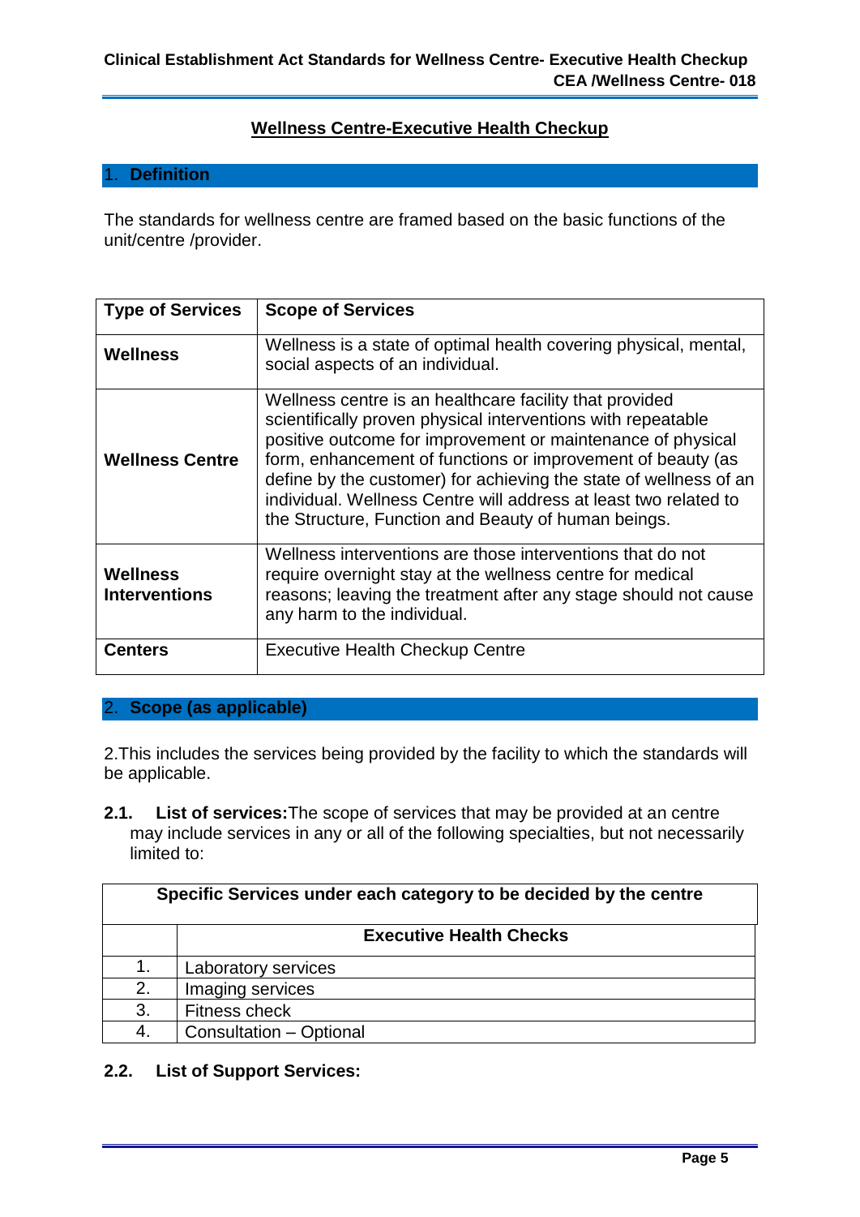## Wellness Centre-Executive Health Checkup

## 1. Definition

The standards for wellness centre are framed based on the basic functions of the unit/centre /provider.

| Type of Services | Scope of Services |
|---|---|
| **Wellness** | Wellness is a state of optimal health covering physical, mental, social aspects of an individual. |
| **Wellness Centre** | Wellness centre is an healthcare facility that provided scientifically proven physical interventions with repeatable positive outcome for improvement or maintenance of physical form, enhancement of functions or improvement of beauty (as define by the customer) for achieving the state of wellness of an individual. Wellness Centre will address at least two related to the Structure, Function and Beauty of human beings. |
| **Wellness Interventions** | Wellness interventions are those interventions that do not require overnight stay at the wellness centre for medical reasons; leaving the treatment after any stage should not cause any harm to the individual. |
| **Centers** | Executive Health Checkup Centre |

## 2. Scope (as applicable)

2.This includes the services being provided by the facility to which the standards will be applicable.

**2.1. List of services:** The scope of services that may be provided at an centre may include services in any or all of the following specialties, but not necessarily limited to:

| Specific Services under each category to be decided by the centre | |
|---|---|
| | **Executive Health Checks** |
| 1. | Laboratory services |
| 2. | Imaging services |
| 3. | Fitness check |
| 4. | Consultation – Optional |

**2.2. List of Support Services:**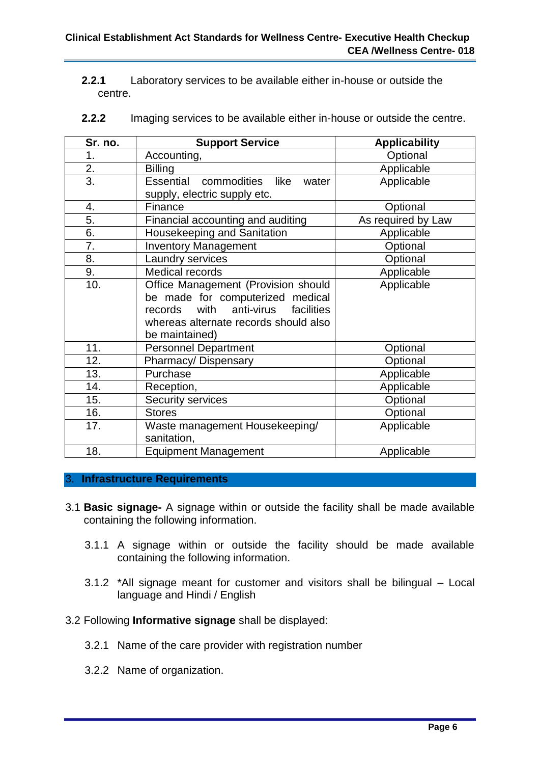**2.2.1** Laboratory services to be available either in-house or outside the centre.

**2.2.2** Imaging services to be available either in-house or outside the centre.

| Sr. no. | Support Service | Applicability |
|---|---|---|
| 1. | Accounting, | Optional |
| 2. | Billing | Applicable |
| 3. | Essential commodities like water supply, electric supply etc. | Applicable |
| 4. | Finance | Optional |
| 5. | Financial accounting and auditing | As required by Law |
| 6. | Housekeeping and Sanitation | Applicable |
| 7. | Inventory Management | Optional |
| 8. | Laundry services | Optional |
| 9. | Medical records | Applicable |
| 10. | Office Management (Provision should be made for computerized medical records with anti-virus facilities whereas alternate records should also be maintained) | Applicable |
| 11. | Personnel Department | Optional |
| 12. | Pharmacy/ Dispensary | Optional |
| 13. | Purchase | Applicable |
| 14. | Reception, | Applicable |
| 15. | Security services | Optional |
| 16. | Stores | Optional |
| 17. | Waste management Housekeeping/ sanitation, | Applicable |
| 18. | Equipment Management | Applicable |

## 3. Infrastructure Requirements

3.1 **Basic signage-** A signage within or outside the facility shall be made available containing the following information.

3.1.1 A signage within or outside the facility should be made available containing the following information.

3.1.2 *All signage meant for customer and visitors shall be bilingual – Local language and Hindi / English

3.2 Following **Informative signage** shall be displayed:

3.2.1 Name of the care provider with registration number

3.2.2 Name of organization.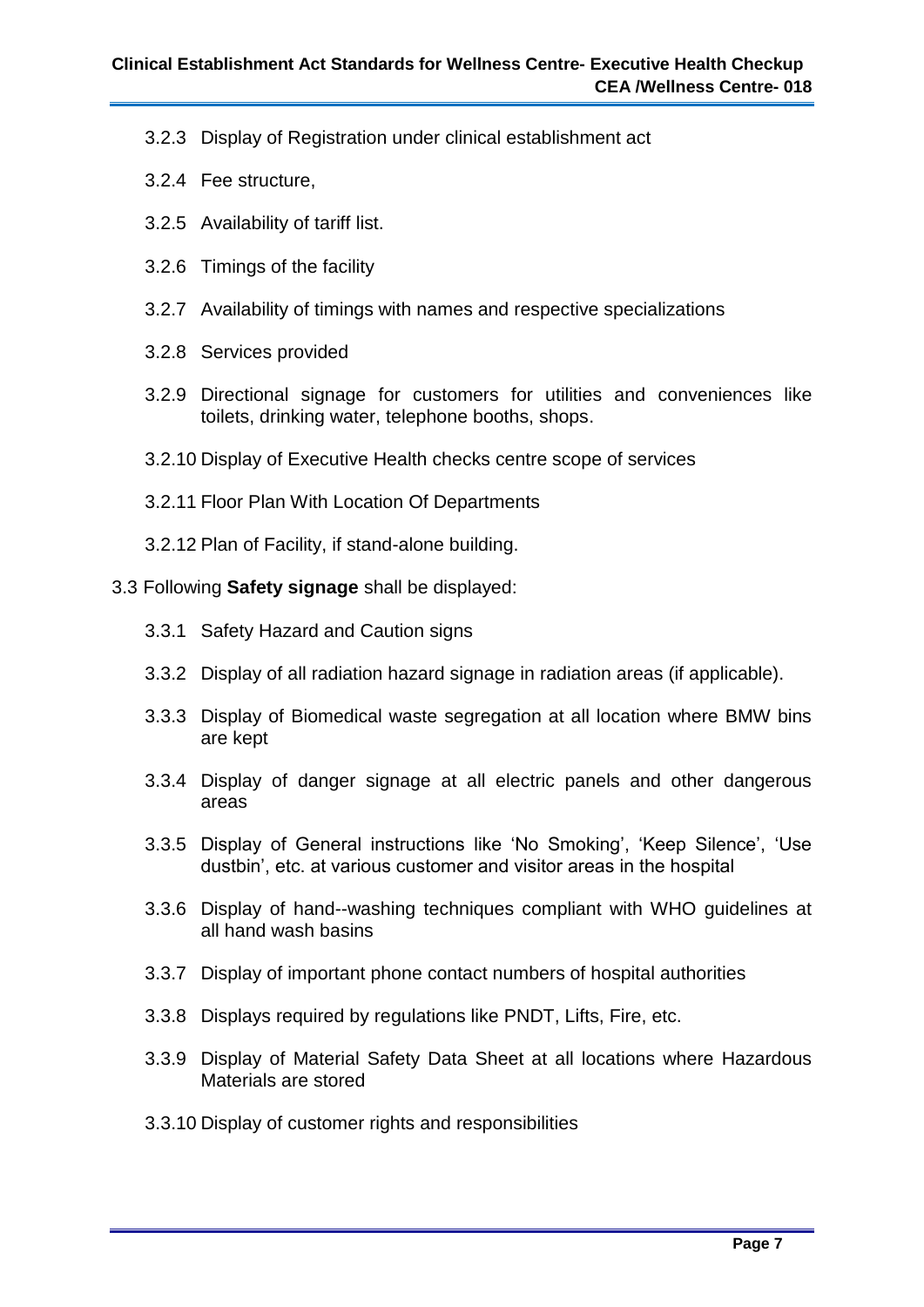3.2.3 Display of Registration under clinical establishment act

3.2.4 Fee structure,

3.2.5 Availability of tariff list.

3.2.6 Timings of the facility

3.2.7 Availability of timings with names and respective specializations

3.2.8 Services provided

3.2.9 Directional signage for customers for utilities and conveniences like toilets, drinking water, telephone booths, shops.

3.2.10 Display of Executive Health checks centre scope of services

3.2.11 Floor Plan With Location Of Departments

3.2.12 Plan of Facility, if stand-alone building.

3.3 Following **Safety signage** shall be displayed:

3.3.1 Safety Hazard and Caution signs

3.3.2 Display of all radiation hazard signage in radiation areas (if applicable).

3.3.3 Display of Biomedical waste segregation at all location where BMW bins are kept

3.3.4 Display of danger signage at all electric panels and other dangerous areas

3.3.5 Display of General instructions like 'No Smoking', 'Keep Silence', 'Use dustbin', etc. at various customer and visitor areas in the hospital

3.3.6 Display of hand--washing techniques compliant with WHO guidelines at all hand wash basins

3.3.7 Display of important phone contact numbers of hospital authorities

3.3.8 Displays required by regulations like PNDT, Lifts, Fire, etc.

3.3.9 Display of Material Safety Data Sheet at all locations where Hazardous Materials are stored

3.3.10 Display of customer rights and responsibilities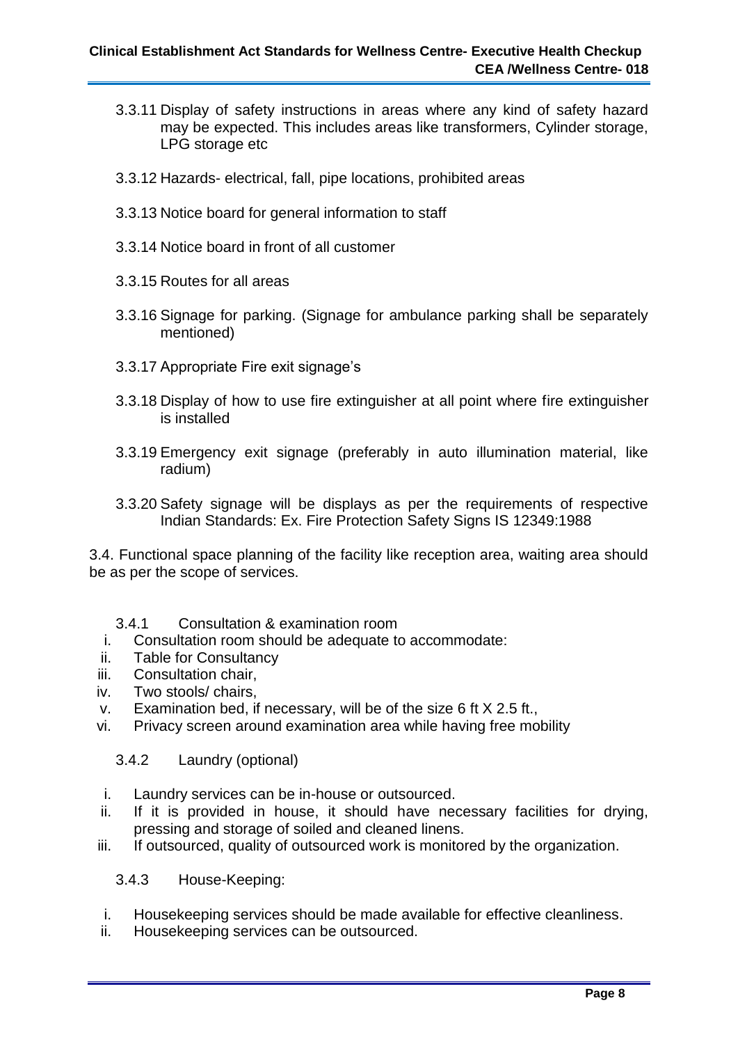3.3.11 Display of safety instructions in areas where any kind of safety hazard may be expected. This includes areas like transformers, Cylinder storage, LPG storage etc

3.3.12 Hazards- electrical, fall, pipe locations, prohibited areas

3.3.13 Notice board for general information to staff

3.3.14 Notice board in front of all customer

3.3.15 Routes for all areas

3.3.16 Signage for parking. (Signage for ambulance parking shall be separately mentioned)

3.3.17 Appropriate Fire exit signage's

3.3.18 Display of how to use fire extinguisher at all point where fire extinguisher is installed

3.3.19 Emergency exit signage (preferably in auto illumination material, like radium)

3.3.20 Safety signage will be displays as per the requirements of respective Indian Standards: Ex. Fire Protection Safety Signs IS 12349:1988

3.4. Functional space planning of the facility like reception area, waiting area should be as per the scope of services.

3.4.1 Consultation & examination room

i. Consultation room should be adequate to accommodate:
ii. Table for Consultancy
iii. Consultation chair,
iv. Two stools/ chairs,
v. Examination bed, if necessary, will be of the size 6 ft X 2.5 ft.,
vi. Privacy screen around examination area while having free mobility

3.4.2 Laundry (optional)

i. Laundry services can be in-house or outsourced.
ii. If it is provided in house, it should have necessary facilities for drying, pressing and storage of soiled and cleaned linens.
iii. If outsourced, quality of outsourced work is monitored by the organization.

3.4.3 House-Keeping:

i. Housekeeping services should be made available for effective cleanliness.
ii. Housekeeping services can be outsourced.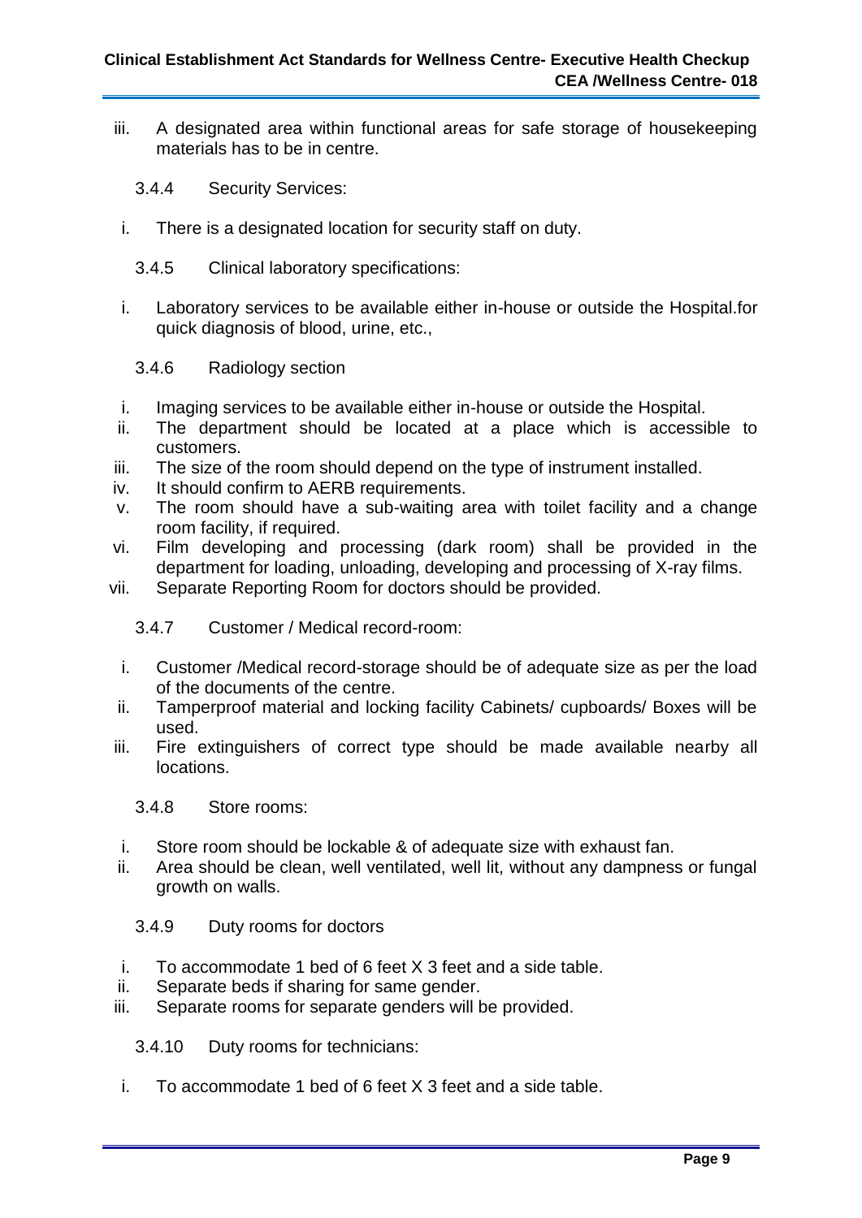iii. A designated area within functional areas for safe storage of housekeeping materials has to be in centre.

### 3.4.4 Security Services:

i. There is a designated location for security staff on duty.

### 3.4.5 Clinical laboratory specifications:

i. Laboratory services to be available either in-house or outside the Hospital.for quick diagnosis of blood, urine, etc.,

### 3.4.6 Radiology section

i. Imaging services to be available either in-house or outside the Hospital.
ii. The department should be located at a place which is accessible to customers.
iii. The size of the room should depend on the type of instrument installed.
iv. It should confirm to AERB requirements.
v. The room should have a sub-waiting area with toilet facility and a change room facility, if required.
vi. Film developing and processing (dark room) shall be provided in the department for loading, unloading, developing and processing of X-ray films.
vii. Separate Reporting Room for doctors should be provided.

### 3.4.7 Customer / Medical record-room:

i. Customer /Medical record-storage should be of adequate size as per the load of the documents of the centre.
ii. Tamperproof material and locking facility Cabinets/ cupboards/ Boxes will be used.
iii. Fire extinguishers of correct type should be made available nearby all locations.

### 3.4.8 Store rooms:

i. Store room should be lockable & of adequate size with exhaust fan.
ii. Area should be clean, well ventilated, well lit, without any dampness or fungal growth on walls.

### 3.4.9 Duty rooms for doctors

i. To accommodate 1 bed of 6 feet X 3 feet and a side table.
ii. Separate beds if sharing for same gender.
iii. Separate rooms for separate genders will be provided.

### 3.4.10 Duty rooms for technicians:

i. To accommodate 1 bed of 6 feet X 3 feet and a side table.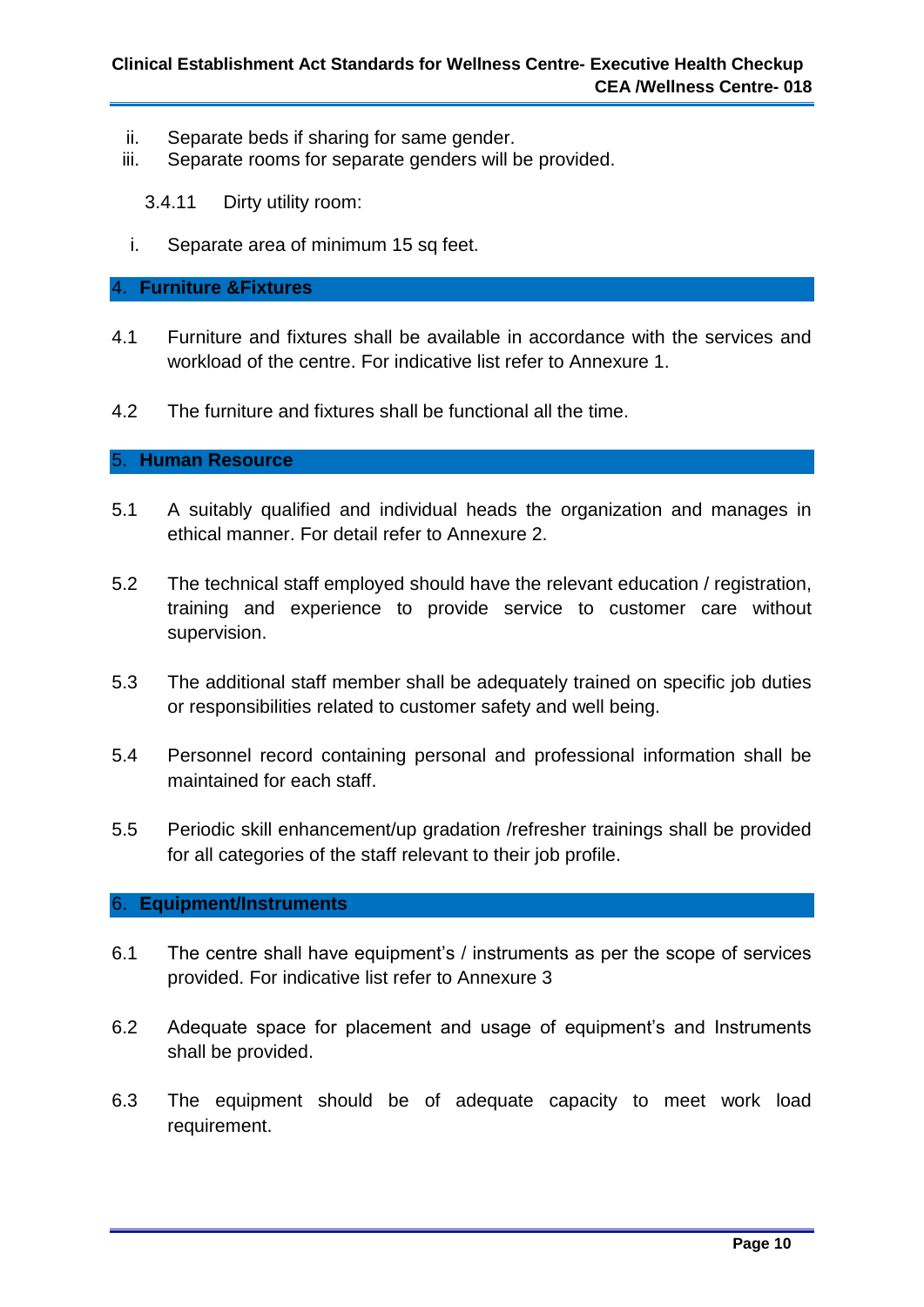ii. Separate beds if sharing for same gender.
iii. Separate rooms for separate genders will be provided.

3.4.11 Dirty utility room:

i. Separate area of minimum 15 sq feet.

## 4. Furniture &Fixtures

4.1 Furniture and fixtures shall be available in accordance with the services and workload of the centre. For indicative list refer to Annexure 1.

4.2 The furniture and fixtures shall be functional all the time.

## 5. Human Resource

5.1 A suitably qualified and individual heads the organization and manages in ethical manner. For detail refer to Annexure 2.

5.2 The technical staff employed should have the relevant education / registration, training and experience to provide service to customer care without supervision.

5.3 The additional staff member shall be adequately trained on specific job duties or responsibilities related to customer safety and well being.

5.4 Personnel record containing personal and professional information shall be maintained for each staff.

5.5 Periodic skill enhancement/up gradation /refresher trainings shall be provided for all categories of the staff relevant to their job profile.

## 6. Equipment/Instruments

6.1 The centre shall have equipment's / instruments as per the scope of services provided. For indicative list refer to Annexure 3

6.2 Adequate space for placement and usage of equipment's and Instruments shall be provided.

6.3 The equipment should be of adequate capacity to meet work load requirement.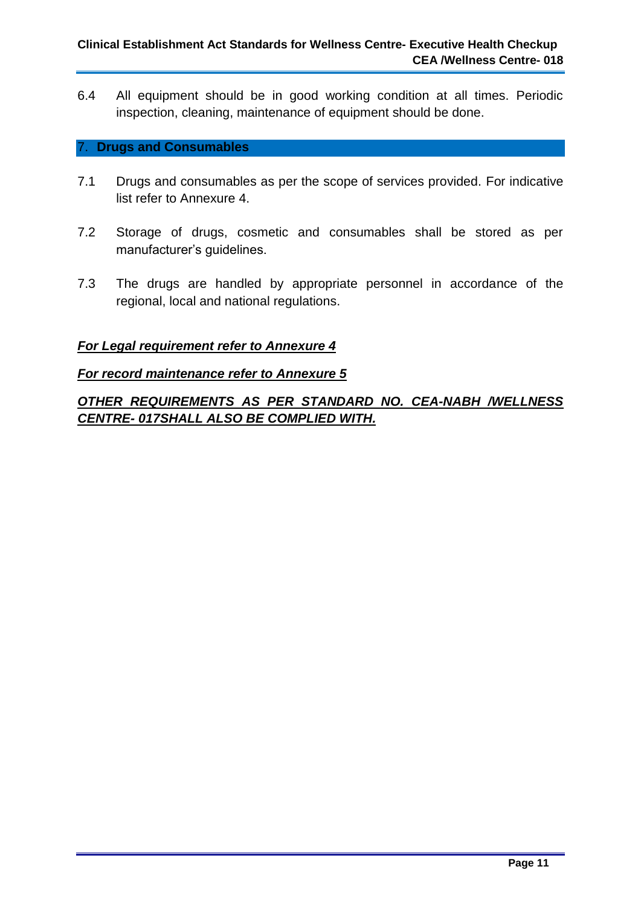6.4 All equipment should be in good working condition at all times. Periodic inspection, cleaning, maintenance of equipment should be done.

## 7. Drugs and Consumables

7.1 Drugs and consumables as per the scope of services provided. For indicative list refer to Annexure 4.

7.2 Storage of drugs, cosmetic and consumables shall be stored as per manufacturer's guidelines.

7.3 The drugs are handled by appropriate personnel in accordance of the regional, local and national regulations.

***For Legal requirement refer to Annexure 4***

***For record maintenance refer to Annexure 5***

***OTHER REQUIREMENTS AS PER STANDARD NO. CEA-NABH /WELLNESS CENTRE- 017SHALL ALSO BE COMPLIED WITH.***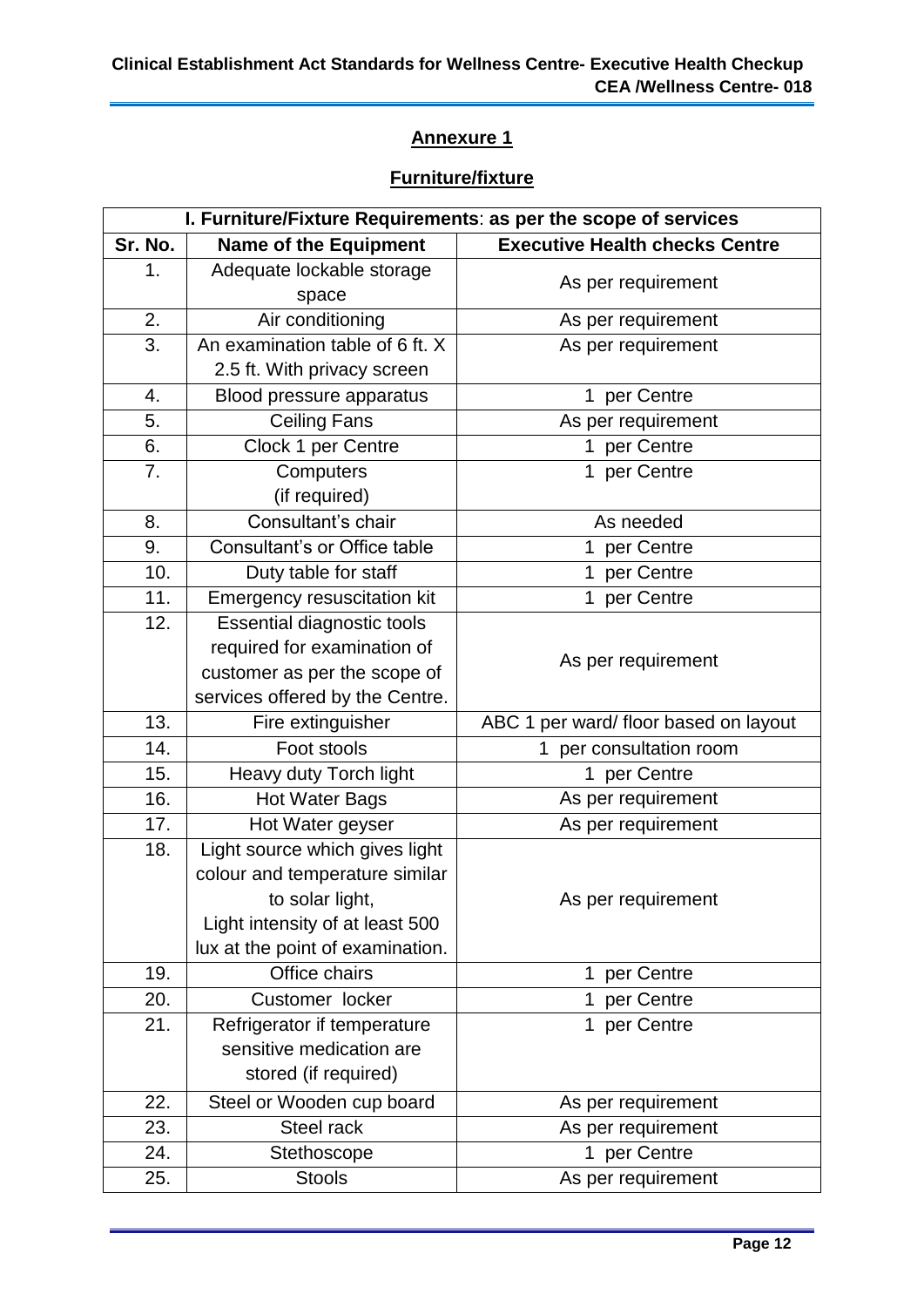## Annexure 1

### Furniture/fixture

| I. Furniture/Fixture Requirements: as per the scope of services | | |
|---|---|---|
| **Sr. No.** | **Name of the Equipment** | **Executive Health checks Centre** |
| 1. | Adequate lockable storage space | As per requirement |
| 2. | Air conditioning | As per requirement |
| 3. | An examination table of 6 ft. X 2.5 ft. With privacy screen | As per requirement |
| 4. | Blood pressure apparatus | 1 per Centre |
| 5. | Ceiling Fans | As per requirement |
| 6. | Clock 1 per Centre | 1 per Centre |
| 7. | Computers (if required) | 1 per Centre |
| 8. | Consultant's chair | As needed |
| 9. | Consultant's or Office table | 1 per Centre |
| 10. | Duty table for staff | 1 per Centre |
| 11. | Emergency resuscitation kit | 1 per Centre |
| 12. | Essential diagnostic tools required for examination of customer as per the scope of services offered by the Centre. | As per requirement |
| 13. | Fire extinguisher | ABC 1 per ward/ floor based on layout |
| 14. | Foot stools | 1 per consultation room |
| 15. | Heavy duty Torch light | 1 per Centre |
| 16. | Hot Water Bags | As per requirement |
| 17. | Hot Water geyser | As per requirement |
| 18. | Light source which gives light colour and temperature similar to solar light, Light intensity of at least 500 lux at the point of examination. | As per requirement |
| 19. | Office chairs | 1 per Centre |
| 20. | Customer locker | 1 per Centre |
| 21. | Refrigerator if temperature sensitive medication are stored (if required) | 1 per Centre |
| 22. | Steel or Wooden cup board | As per requirement |
| 23. | Steel rack | As per requirement |
| 24. | Stethoscope | 1 per Centre |
| 25. | Stools | As per requirement |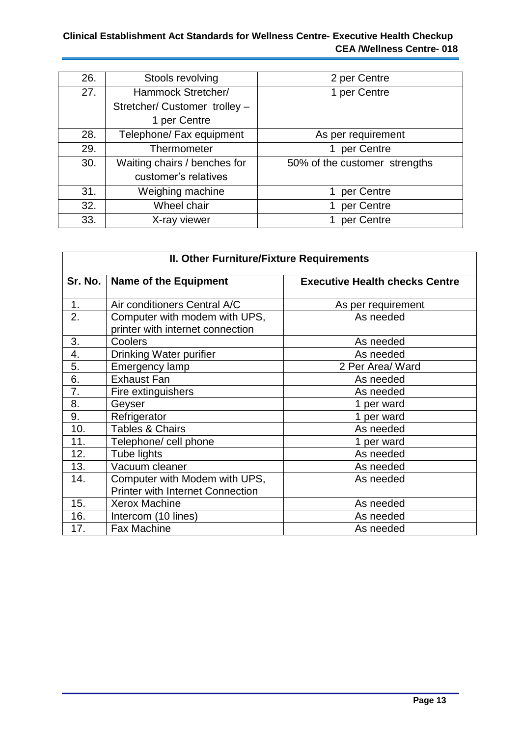| 26. | Stools revolving | 2 per Centre |
|---|---|---|
| 27. | Hammock Stretcher/ Stretcher/ Customer trolley – 1 per Centre | 1 per Centre |
| 28. | Telephone/ Fax equipment | As per requirement |
| 29. | Thermometer | 1 per Centre |
| 30. | Waiting chairs / benches for customer's relatives | 50% of the customer strengths |
| 31. | Weighing machine | 1 per Centre |
| 32. | Wheel chair | 1 per Centre |
| 33. | X-ray viewer | 1 per Centre |

**II. Other Furniture/Fixture Requirements**

| Sr. No. | Name of the Equipment | Executive Health checks Centre |
|---|---|---|
| 1. | Air conditioners Central A/C | As per requirement |
| 2. | Computer with modem with UPS, printer with internet connection | As needed |
| 3. | Coolers | As needed |
| 4. | Drinking Water purifier | As needed |
| 5. | Emergency lamp | 2 Per Area/ Ward |
| 6. | Exhaust Fan | As needed |
| 7. | Fire extinguishers | As needed |
| 8. | Geyser | 1 per ward |
| 9. | Refrigerator | 1 per ward |
| 10. | Tables & Chairs | As needed |
| 11. | Telephone/ cell phone | 1 per ward |
| 12. | Tube lights | As needed |
| 13. | Vacuum cleaner | As needed |
| 14. | Computer with Modem with UPS, Printer with Internet Connection | As needed |
| 15. | Xerox Machine | As needed |
| 16. | Intercom (10 lines) | As needed |
| 17. | Fax Machine | As needed |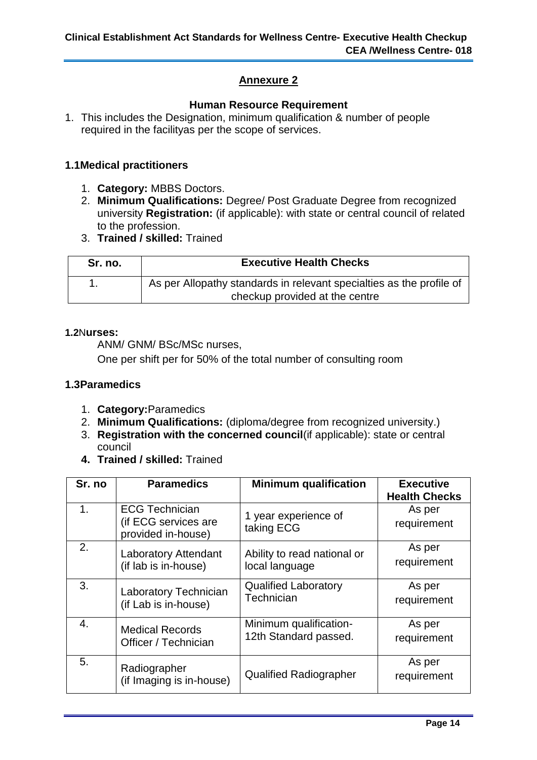## Annexure 2

### Human Resource Requirement

1. This includes the Designation, minimum qualification & number of people required in the facilityas per the scope of services.

### 1.1Medical practitioners

1. **Category:** MBBS Doctors.
2. **Minimum Qualifications:** Degree/ Post Graduate Degree from recognized university **Registration:** (if applicable): with state or central council of related to the profession.
3. **Trained / skilled:** Trained

| Sr. no. | Executive Health Checks |
|---|---|
| 1. | As per Allopathy standards in relevant specialties as the profile of checkup provided at the centre |

### 1.2Nurses:

ANM/ GNM/ BSc/MSc nurses,

One per shift per for 50% of the total number of consulting room

### 1.3Paramedics

1. **Category:**Paramedics
2. **Minimum Qualifications:** (diploma/degree from recognized university.)
3. **Registration with the concerned council**(if applicable): state or central council
4. **Trained / skilled:** Trained

| Sr. no | Paramedics | Minimum qualification | Executive Health Checks |
|---|---|---|---|
| 1. | ECG Technician (if ECG services are provided in-house) | 1 year experience of taking ECG | As per requirement |
| 2. | Laboratory Attendant (if lab is in-house) | Ability to read national or local language | As per requirement |
| 3. | Laboratory Technician (if Lab is in-house) | Qualified Laboratory Technician | As per requirement |
| 4. | Medical Records Officer / Technician | Minimum qualification- 12th Standard passed. | As per requirement |
| 5. | Radiographer (if Imaging is in-house) | Qualified Radiographer | As per requirement |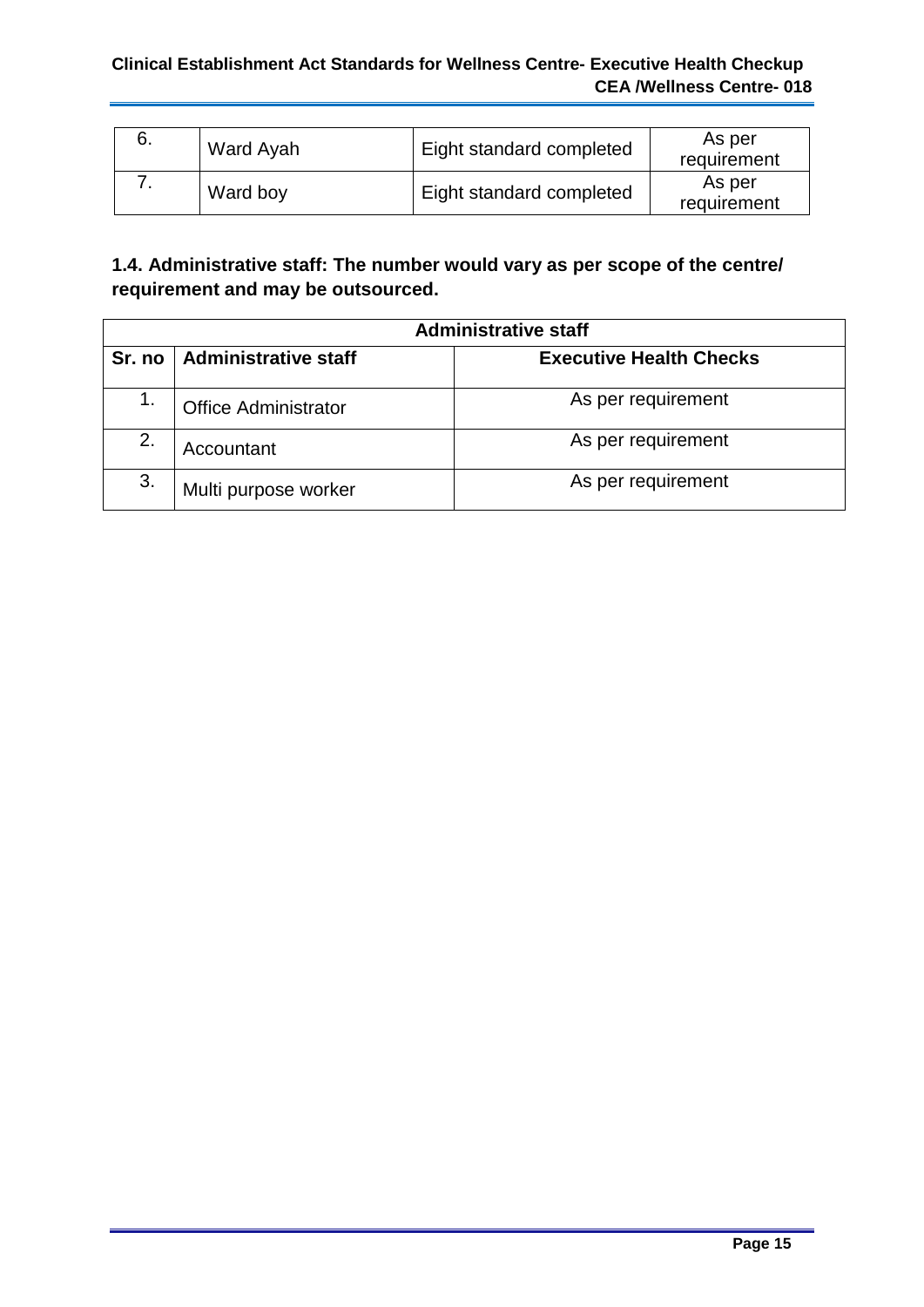| 6. | Ward Ayah | Eight standard completed | As per requirement |
|---|---|---|---|
| 7. | Ward boy | Eight standard completed | As per requirement |

**1.4. Administrative staff: The number would vary as per scope of the centre/ requirement and may be outsourced.**

| Administrative staff | | |
|---|---|---|
| **Sr. no** | **Administrative staff** | **Executive Health Checks** |
| 1. | Office Administrator | As per requirement |
| 2. | Accountant | As per requirement |
| 3. | Multi purpose worker | As per requirement |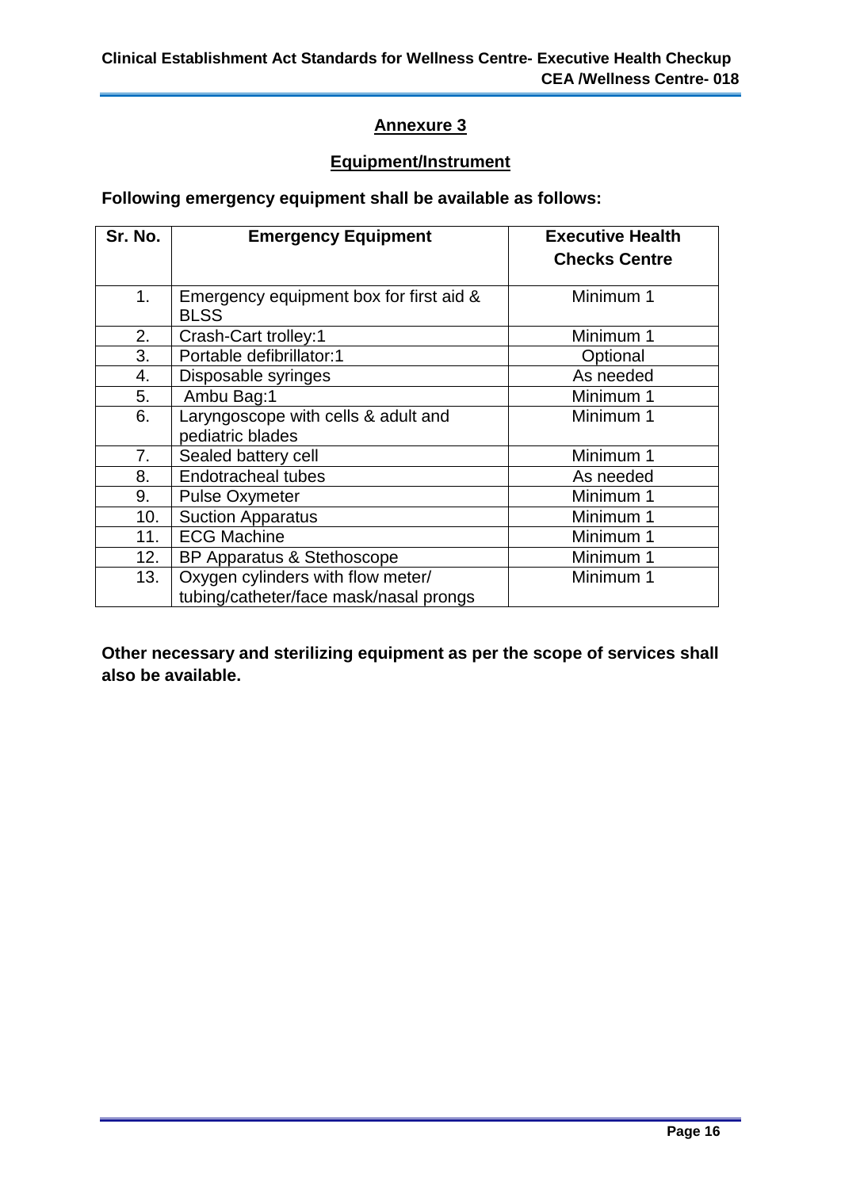## Annexure 3

### Equipment/Instrument

**Following emergency equipment shall be available as follows:**

| Sr. No. | Emergency Equipment | Executive Health Checks Centre |
|---|---|---|
| 1. | Emergency equipment box for first aid & BLSS | Minimum 1 |
| 2. | Crash-Cart trolley:1 | Minimum 1 |
| 3. | Portable defibrillator:1 | Optional |
| 4. | Disposable syringes | As needed |
| 5. | Ambu Bag:1 | Minimum 1 |
| 6. | Laryngoscope with cells & adult and pediatric blades | Minimum 1 |
| 7. | Sealed battery cell | Minimum 1 |
| 8. | Endotracheal tubes | As needed |
| 9. | Pulse Oxymeter | Minimum 1 |
| 10. | Suction Apparatus | Minimum 1 |
| 11. | ECG Machine | Minimum 1 |
| 12. | BP Apparatus & Stethoscope | Minimum 1 |
| 13. | Oxygen cylinders with flow meter/ tubing/catheter/face mask/nasal prongs | Minimum 1 |

**Other necessary and sterilizing equipment as per the scope of services shall also be available.**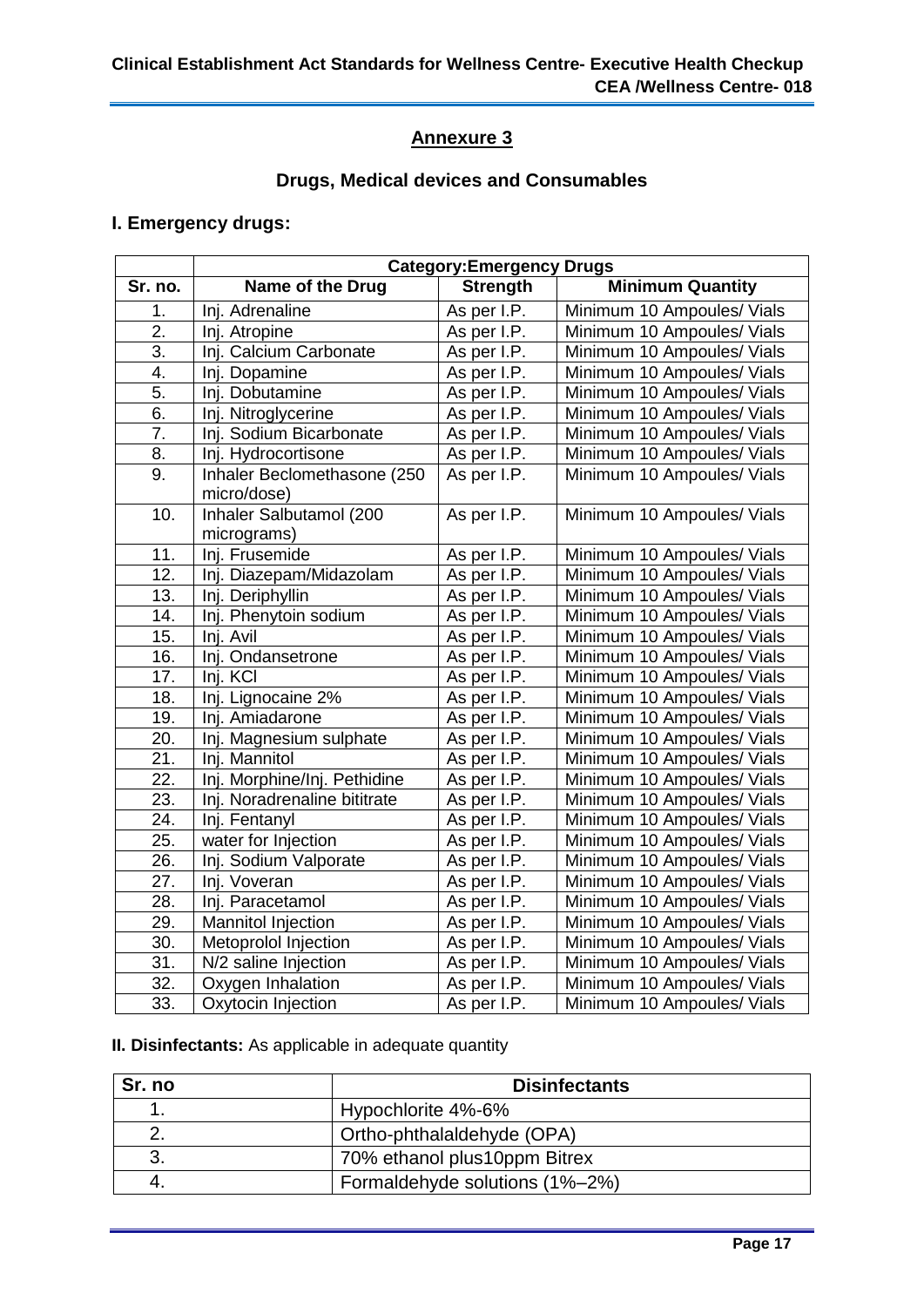## Annexure 3

### Drugs, Medical devices and Consumables

### I. Emergency drugs:

| | Category:Emergency Drugs | | |
|---|---|---|---|
| **Sr. no.** | **Name of the Drug** | **Strength** | **Minimum Quantity** |
| 1. | Inj. Adrenaline | As per I.P. | Minimum 10 Ampoules/ Vials |
| 2. | Inj. Atropine | As per I.P. | Minimum 10 Ampoules/ Vials |
| 3. | Inj. Calcium Carbonate | As per I.P. | Minimum 10 Ampoules/ Vials |
| 4. | Inj. Dopamine | As per I.P. | Minimum 10 Ampoules/ Vials |
| 5. | Inj. Dobutamine | As per I.P. | Minimum 10 Ampoules/ Vials |
| 6. | Inj. Nitroglycerine | As per I.P. | Minimum 10 Ampoules/ Vials |
| 7. | Inj. Sodium Bicarbonate | As per I.P. | Minimum 10 Ampoules/ Vials |
| 8. | Inj. Hydrocortisone | As per I.P. | Minimum 10 Ampoules/ Vials |
| 9. | Inhaler Beclomethasone (250 micro/dose) | As per I.P. | Minimum 10 Ampoules/ Vials |
| 10. | Inhaler Salbutamol (200 micrograms) | As per I.P. | Minimum 10 Ampoules/ Vials |
| 11. | Inj. Frusemide | As per I.P. | Minimum 10 Ampoules/ Vials |
| 12. | Inj. Diazepam/Midazolam | As per I.P. | Minimum 10 Ampoules/ Vials |
| 13. | Inj. Deriphyllin | As per I.P. | Minimum 10 Ampoules/ Vials |
| 14. | Inj. Phenytoin sodium | As per I.P. | Minimum 10 Ampoules/ Vials |
| 15. | Inj. Avil | As per I.P. | Minimum 10 Ampoules/ Vials |
| 16. | Inj. Ondansetrone | As per I.P. | Minimum 10 Ampoules/ Vials |
| 17. | Inj. KCl | As per I.P. | Minimum 10 Ampoules/ Vials |
| 18. | Inj. Lignocaine 2% | As per I.P. | Minimum 10 Ampoules/ Vials |
| 19. | Inj. Amiadarone | As per I.P. | Minimum 10 Ampoules/ Vials |
| 20. | Inj. Magnesium sulphate | As per I.P. | Minimum 10 Ampoules/ Vials |
| 21. | Inj. Mannitol | As per I.P. | Minimum 10 Ampoules/ Vials |
| 22. | Inj. Morphine/Inj. Pethidine | As per I.P. | Minimum 10 Ampoules/ Vials |
| 23. | Inj. Noradrenaline bititrate | As per I.P. | Minimum 10 Ampoules/ Vials |
| 24. | Inj. Fentanyl | As per I.P. | Minimum 10 Ampoules/ Vials |
| 25. | water for Injection | As per I.P. | Minimum 10 Ampoules/ Vials |
| 26. | Inj. Sodium Valporate | As per I.P. | Minimum 10 Ampoules/ Vials |
| 27. | Inj. Voveran | As per I.P. | Minimum 10 Ampoules/ Vials |
| 28. | Inj. Paracetamol | As per I.P. | Minimum 10 Ampoules/ Vials |
| 29. | Mannitol Injection | As per I.P. | Minimum 10 Ampoules/ Vials |
| 30. | Metoprolol Injection | As per I.P. | Minimum 10 Ampoules/ Vials |
| 31. | N/2 saline Injection | As per I.P. | Minimum 10 Ampoules/ Vials |
| 32. | Oxygen Inhalation | As per I.P. | Minimum 10 Ampoules/ Vials |
| 33. | Oxytocin Injection | As per I.P. | Minimum 10 Ampoules/ Vials |

**II. Disinfectants:** As applicable in adequate quantity

| Sr. no | Disinfectants |
|---|---|
| 1. | Hypochlorite 4%-6% |
| 2. | Ortho-phthalaldehyde (OPA) |
| 3. | 70% ethanol plus10ppm Bitrex |
| 4. | Formaldehyde solutions (1%–2%) |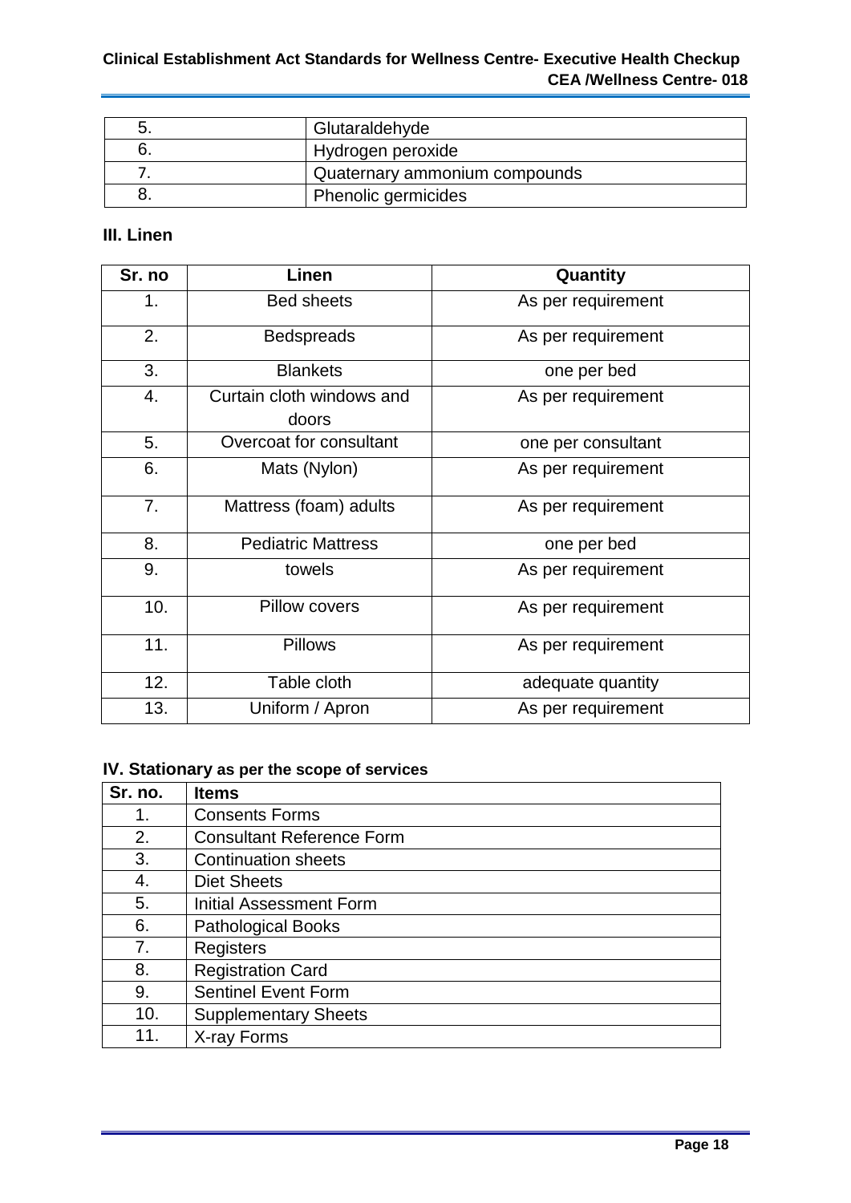| | |
|---|---|
| 5. | Glutaraldehyde |
| 6. | Hydrogen peroxide |
| 7. | Quaternary ammonium compounds |
| 8. | Phenolic germicides |

### III. Linen

| Sr. no | Linen | Quantity |
|---|---|---|
| 1. | Bed sheets | As per requirement |
| 2. | Bedspreads | As per requirement |
| 3. | Blankets | one per bed |
| 4. | Curtain cloth windows and doors | As per requirement |
| 5. | Overcoat for consultant | one per consultant |
| 6. | Mats (Nylon) | As per requirement |
| 7. | Mattress (foam) adults | As per requirement |
| 8. | Pediatric Mattress | one per bed |
| 9. | towels | As per requirement |
| 10. | Pillow covers | As per requirement |
| 11. | Pillows | As per requirement |
| 12. | Table cloth | adequate quantity |
| 13. | Uniform / Apron | As per requirement |

### IV. Stationary as per the scope of services

| Sr. no. | Items |
|---|---|
| 1. | Consents Forms |
| 2. | Consultant Reference Form |
| 3. | Continuation sheets |
| 4. | Diet Sheets |
| 5. | Initial Assessment Form |
| 6. | Pathological Books |
| 7. | Registers |
| 8. | Registration Card |
| 9. | Sentinel Event Form |
| 10. | Supplementary Sheets |
| 11. | X-ray Forms |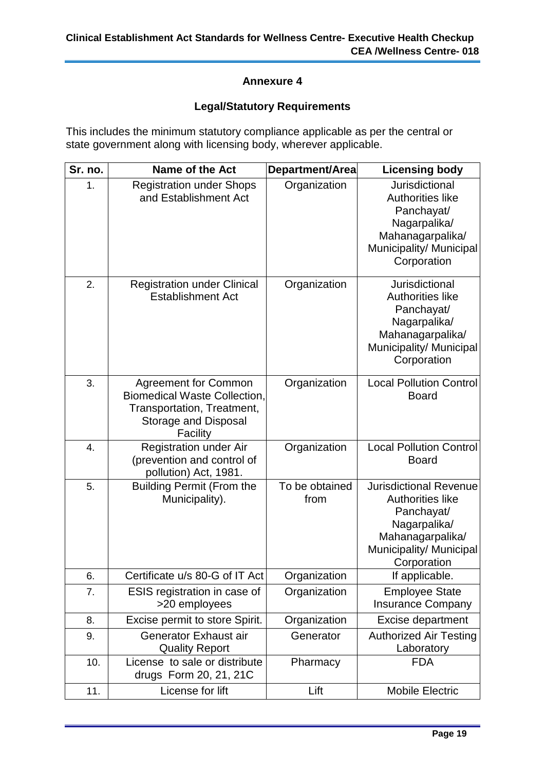## Annexure 4

### Legal/Statutory Requirements

This includes the minimum statutory compliance applicable as per the central or state government along with licensing body, wherever applicable.

| Sr. no. | Name of the Act | Department/Area | Licensing body |
|---|---|---|---|
| 1. | Registration under Shops and Establishment Act | Organization | Jurisdictional Authorities like Panchayat/ Nagarpalika/ Mahanagarpalika/ Municipality/ Municipal Corporation |
| 2. | Registration under Clinical Establishment Act | Organization | Jurisdictional Authorities like Panchayat/ Nagarpalika/ Mahanagarpalika/ Municipality/ Municipal Corporation |
| 3. | Agreement for Common Biomedical Waste Collection, Transportation, Treatment, Storage and Disposal Facility | Organization | Local Pollution Control Board |
| 4. | Registration under Air (prevention and control of pollution) Act, 1981. | Organization | Local Pollution Control Board |
| 5. | Building Permit (From the Municipality). | To be obtained from | Jurisdictional Revenue Authorities like Panchayat/ Nagarpalika/ Mahanagarpalika/ Municipality/ Municipal Corporation |
| 6. | Certificate u/s 80-G of IT Act | Organization | If applicable. |
| 7. | ESIS registration in case of >20 employees | Organization | Employee State Insurance Company |
| 8. | Excise permit to store Spirit. | Organization | Excise department |
| 9. | Generator Exhaust air Quality Report | Generator | Authorized Air Testing Laboratory |
| 10. | License to sale or distribute drugs Form 20, 21, 21C | Pharmacy | FDA |
| 11. | License for lift | Lift | Mobile Electric |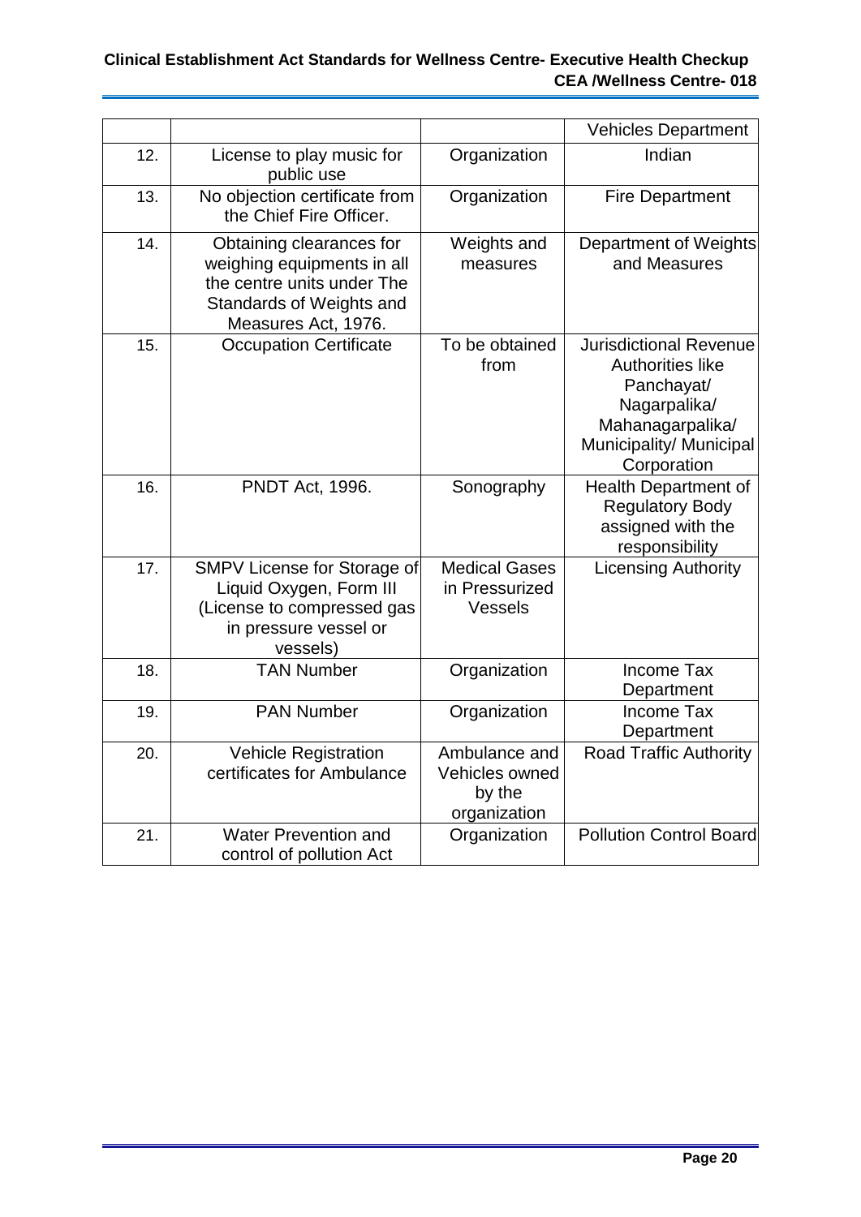| | | | Vehicles Department |
|---|---|---|---|
| 12. | License to play music for public use | Organization | Indian |
| 13. | No objection certificate from the Chief Fire Officer. | Organization | Fire Department |
| 14. | Obtaining clearances for weighing equipments in all the centre units under The Standards of Weights and Measures Act, 1976. | Weights and measures | Department of Weights and Measures |
| 15. | Occupation Certificate | To be obtained from | Jurisdictional Revenue Authorities like Panchayat/ Nagarpalika/ Mahanagarpalika/ Municipality/ Municipal Corporation |
| 16. | PNDT Act, 1996. | Sonography | Health Department of Regulatory Body assigned with the responsibility |
| 17. | SMPV License for Storage of Liquid Oxygen, Form III (License to compressed gas in pressure vessel or vessels) | Medical Gases in Pressurized Vessels | Licensing Authority |
| 18. | TAN Number | Organization | Income Tax Department |
| 19. | PAN Number | Organization | Income Tax Department |
| 20. | Vehicle Registration certificates for Ambulance | Ambulance and Vehicles owned by the organization | Road Traffic Authority |
| 21. | Water Prevention and control of pollution Act | Organization | Pollution Control Board |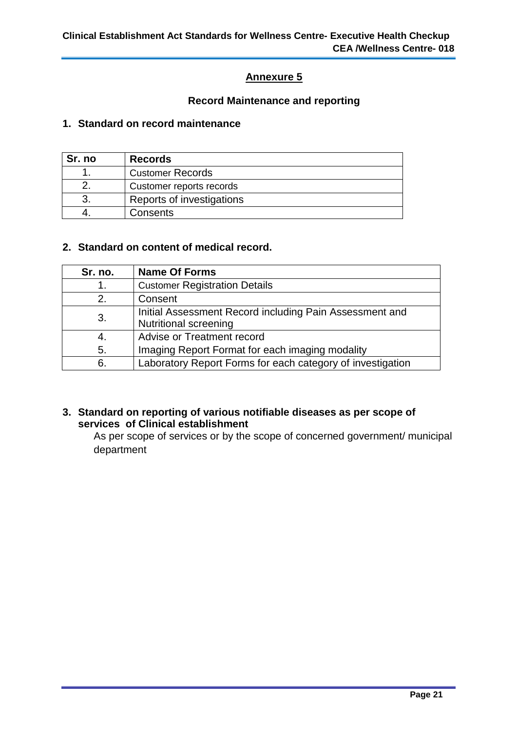# Annexure 5

## Record Maintenance and reporting

### 1. Standard on record maintenance

| Sr. no | Records |
|---|---|
| 1. | Customer Records |
| 2. | Customer reports records |
| 3. | Reports of investigations |
| 4. | Consents |

### 2. Standard on content of medical record.

| Sr. no. | Name Of Forms |
|---|---|
| 1. | Customer Registration Details |
| 2. | Consent |
| 3. | Initial Assessment Record including Pain Assessment and Nutritional screening |
| 4. | Advise or Treatment record |
| 5. | Imaging Report Format for each imaging modality |
| 6. | Laboratory Report Forms for each category of investigation |

### 3. Standard on reporting of various notifiable diseases as per scope of services of Clinical establishment

As per scope of services or by the scope of concerned government/ municipal department